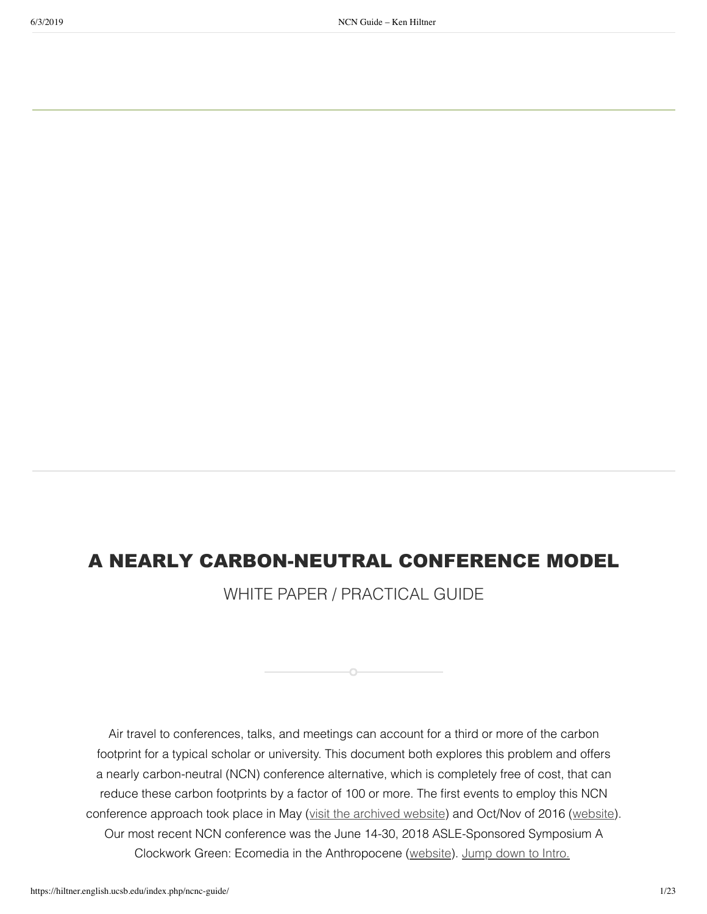# A NEARLY CARBON-NEUTRAL CONFERENCE MODEL

WHITE PAPER / PRACTICAL GUIDE

Air travel to conferences, talks, and meetings can account for a third or more of the carbon footprint for a typical scholar or university. This document both explores this problem and offers a nearly carbon-neutral (NCN) conference alternative, which is completely free of cost, that can reduce these carbon footprints by a factor of 100 or more. The first events to employ this NCN conference approach took place in May (visit the archived website) and Oct/Nov of 2016 (website). Our most recent NCN conference was the June 14-30, 2018 ASLE-Sponsored Symposium A Clockwork Green: Ecomedia in the Anthropocene (website). Jump down to Intro.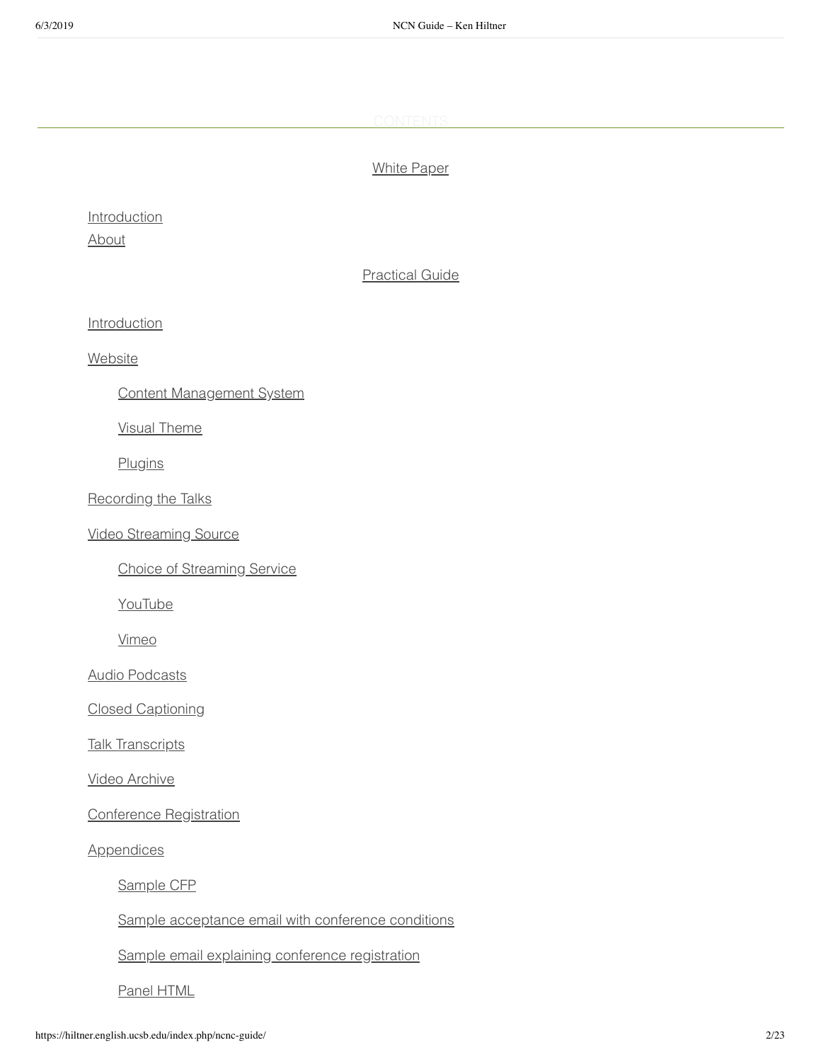## CONTENTS

White Paper

- Introduction
- About

Practical Guide

- Introduction
- Website
  - Content Management System
  - Visual Theme
  - Plugins
- Recording the Talks
- Video Streaming Source
  - Choice of Streaming Service
  - YouTube
  - Vimeo
- Audio Podcasts
- Closed Captioning
- Talk Transcripts
- Video Archive
- Conference Registration
- Appendices
  - Sample CFP
  - Sample acceptance email with conference conditions
  - Sample email explaining conference registration
  - Panel HTML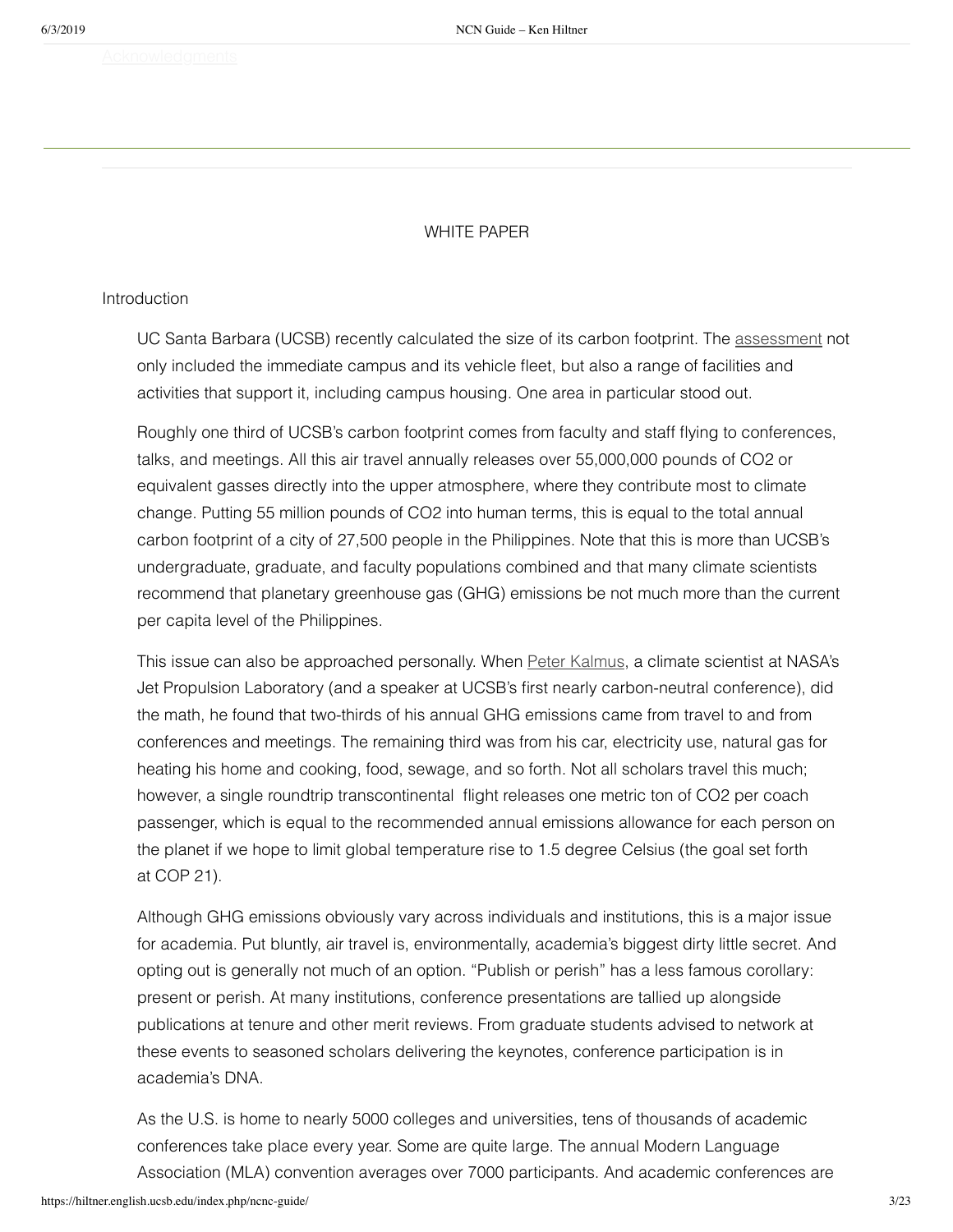Acknowledgments

WHITE PAPER

## Introduction

UC Santa Barbara (UCSB) recently calculated the size of its carbon footprint. The assessment not only included the immediate campus and its vehicle fleet, but also a range of facilities and activities that support it, including campus housing. One area in particular stood out.

Roughly one third of UCSB's carbon footprint comes from faculty and staff flying to conferences, talks, and meetings. All this air travel annually releases over 55,000,000 pounds of $CO_2$ or equivalent gasses directly into the upper atmosphere, where they contribute most to climate change. Putting 55 million pounds of $CO_2$ into human terms, this is equal to the total annual carbon footprint of a city of 27,500 people in the Philippines. Note that this is more than UCSB's undergraduate, graduate, and faculty populations combined and that many climate scientists recommend that planetary greenhouse gas (GHG) emissions be not much more than the current per capita level of the Philippines.

This issue can also be approached personally. When Peter Kalmus, a climate scientist at NASA's Jet Propulsion Laboratory (and a speaker at UCSB's first nearly carbon-neutral conference), did the math, he found that two-thirds of his annual GHG emissions came from travel to and from conferences and meetings. The remaining third was from his car, electricity use, natural gas for heating his home and cooking, food, sewage, and so forth. Not all scholars travel this much; however, a single roundtrip transcontinental flight releases one metric ton of $CO_2$ per coach passenger, which is equal to the recommended annual emissions allowance for each person on the planet if we hope to limit global temperature rise to 1.5 degree Celsius (the goal set forth at COP 21).

Although GHG emissions obviously vary across individuals and institutions, this is a major issue for academia. Put bluntly, air travel is, environmentally, academia's biggest dirty little secret. And opting out is generally not much of an option. "Publish or perish" has a less famous corollary: present or perish. At many institutions, conference presentations are tallied up alongside publications at tenure and other merit reviews. From graduate students advised to network at these events to seasoned scholars delivering the keynotes, conference participation is in academia's DNA.

As the U.S. is home to nearly 5000 colleges and universities, tens of thousands of academic conferences take place every year. Some are quite large. The annual Modern Language Association (MLA) convention averages over 7000 participants. And academic conferences are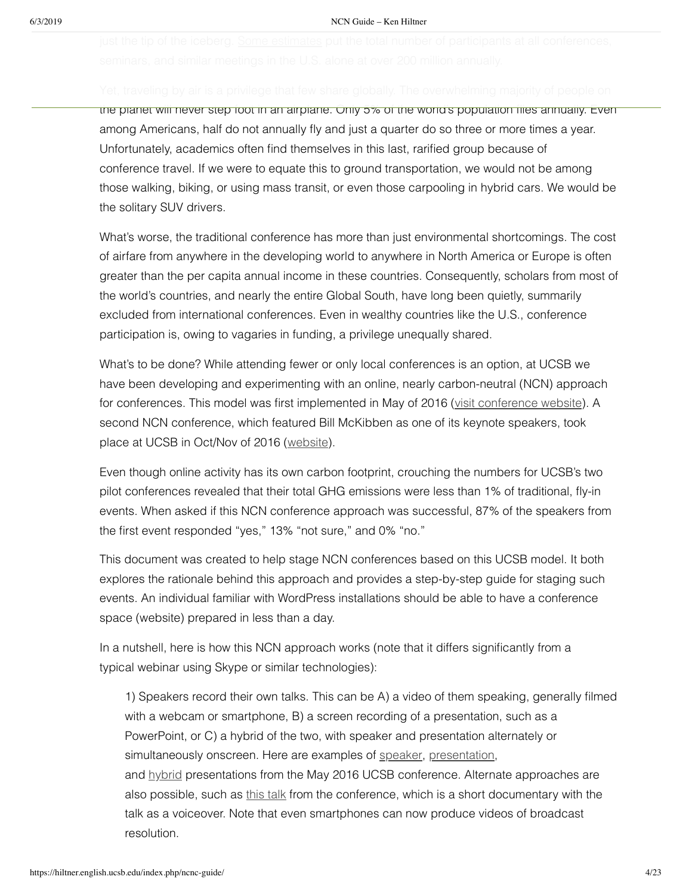just the tip of the iceberg. Some estimates put the total number of participants at all conferences, seminars, and similar meetings in the U.S. alone at over 200 million annually.

Yet, traveling by air is a privilege that few share globally. The overwhelming majority of people on the planet will never step foot in an airplane. Only 5% of the world's population flies annually. Even among Americans, half do not annually fly and just a quarter do so three or more times a year. Unfortunately, academics often find themselves in this last, rarified group because of conference travel. If we were to equate this to ground transportation, we would not be among those walking, biking, or using mass transit, or even those carpooling in hybrid cars. We would be the solitary SUV drivers.

What's worse, the traditional conference has more than just environmental shortcomings. The cost of airfare from anywhere in the developing world to anywhere in North America or Europe is often greater than the per capita annual income in these countries. Consequently, scholars from most of the world's countries, and nearly the entire Global South, have long been quietly, summarily excluded from international conferences. Even in wealthy countries like the U.S., conference participation is, owing to vagaries in funding, a privilege unequally shared.

What's to be done? While attending fewer or only local conferences is an option, at UCSB we have been developing and experimenting with an online, nearly carbon-neutral (NCN) approach for conferences. This model was first implemented in May of 2016 (visit conference website). A second NCN conference, which featured Bill McKibben as one of its keynote speakers, took place at UCSB in Oct/Nov of 2016 (website).

Even though online activity has its own carbon footprint, crouching the numbers for UCSB's two pilot conferences revealed that their total GHG emissions were less than 1% of traditional, fly-in events. When asked if this NCN conference approach was successful, 87% of the speakers from the first event responded "yes," 13% "not sure," and 0% "no."

This document was created to help stage NCN conferences based on this UCSB model. It both explores the rationale behind this approach and provides a step-by-step guide for staging such events. An individual familiar with WordPress installations should be able to have a conference space (website) prepared in less than a day.

In a nutshell, here is how this NCN approach works (note that it differs significantly from a typical webinar using Skype or similar technologies):

> 1) Speakers record their own talks. This can be A) a video of them speaking, generally filmed with a webcam or smartphone, B) a screen recording of a presentation, such as a PowerPoint, or C) a hybrid of the two, with speaker and presentation alternately or simultaneously onscreen. Here are examples of speaker, presentation, and hybrid presentations from the May 2016 UCSB conference. Alternate approaches are also possible, such as this talk from the conference, which is a short documentary with the talk as a voiceover. Note that even smartphones can now produce videos of broadcast resolution.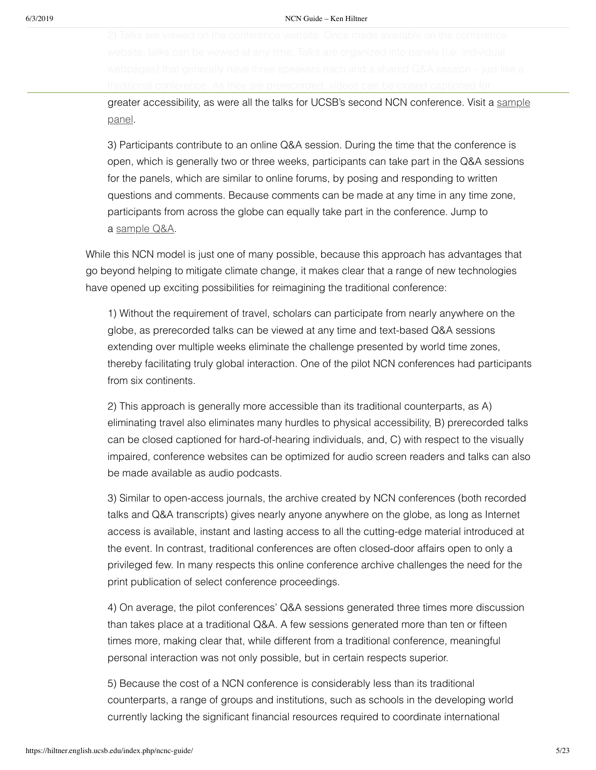2) Talks are viewed on the conference website. Once made available on the conference website, talks can be viewed at any time. Talks are organized into panels (i.e. individual webpages) that generally have three speakers each and a shared Q&A session – just like a traditional conference. As they are prerecorded, videos can be closed captioned for greater accessibility, as were all the talks for UCSB's second NCN conference. Visit a sample panel.

3) Participants contribute to an online Q&A session. During the time that the conference is open, which is generally two or three weeks, participants can take part in the Q&A sessions for the panels, which are similar to online forums, by posing and responding to written questions and comments. Because comments can be made at any time in any time zone, participants from across the globe can equally take part in the conference. Jump to a sample Q&A.

While this NCN model is just one of many possible, because this approach has advantages that go beyond helping to mitigate climate change, it makes clear that a range of new technologies have opened up exciting possibilities for reimagining the traditional conference:

1) Without the requirement of travel, scholars can participate from nearly anywhere on the globe, as prerecorded talks can be viewed at any time and text-based Q&A sessions extending over multiple weeks eliminate the challenge presented by world time zones, thereby facilitating truly global interaction. One of the pilot NCN conferences had participants from six continents.

2) This approach is generally more accessible than its traditional counterparts, as A) eliminating travel also eliminates many hurdles to physical accessibility, B) prerecorded talks can be closed captioned for hard-of-hearing individuals, and, C) with respect to the visually impaired, conference websites can be optimized for audio screen readers and talks can also be made available as audio podcasts.

3) Similar to open-access journals, the archive created by NCN conferences (both recorded talks and Q&A transcripts) gives nearly anyone anywhere on the globe, as long as Internet access is available, instant and lasting access to all the cutting-edge material introduced at the event. In contrast, traditional conferences are often closed-door affairs open to only a privileged few. In many respects this online conference archive challenges the need for the print publication of select conference proceedings.

4) On average, the pilot conferences' Q&A sessions generated three times more discussion than takes place at a traditional Q&A. A few sessions generated more than ten or fifteen times more, making clear that, while different from a traditional conference, meaningful personal interaction was not only possible, but in certain respects superior.

5) Because the cost of a NCN conference is considerably less than its traditional counterparts, a range of groups and institutions, such as schools in the developing world currently lacking the significant financial resources required to coordinate international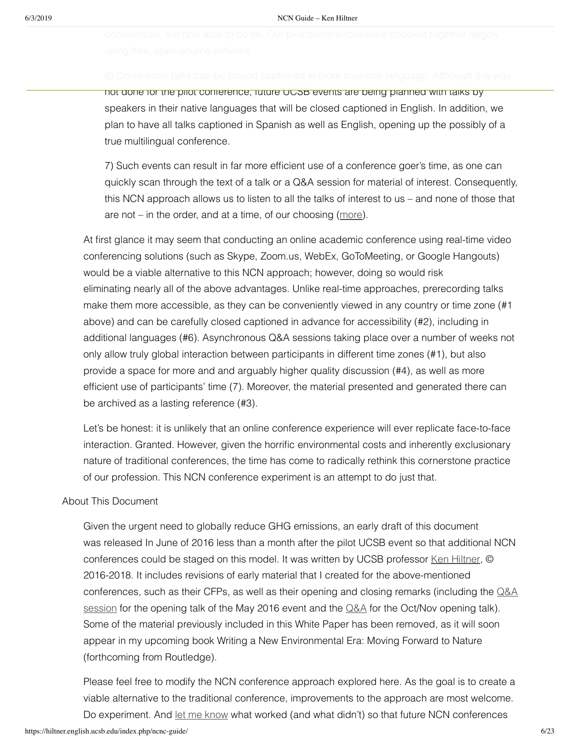conferences, are now able to do so. Our pilot conferences were cobbled together largely using free, open-source software.

6) Conference talks can be closed captioned in more than one language. Although this was not done for the pilot conference, future UCSB events are being planned with talks by speakers in their native languages that will be closed captioned in English. In addition, we plan to have all talks captioned in Spanish as well as English, opening up the possibly of a true multilingual conference.

7) Such events can result in far more efficient use of a conference goer's time, as one can quickly scan through the text of a talk or a Q&A session for material of interest. Consequently, this NCN approach allows us to listen to all the talks of interest to us – and none of those that are not – in the order, and at a time, of our choosing (more).

At first glance it may seem that conducting an online academic conference using real-time video conferencing solutions (such as Skype, Zoom.us, WebEx, GoToMeeting, or Google Hangouts) would be a viable alternative to this NCN approach; however, doing so would risk eliminating nearly all of the above advantages. Unlike real-time approaches, prerecording talks make them more accessible, as they can be conveniently viewed in any country or time zone (#1 above) and can be carefully closed captioned in advance for accessibility (#2), including in additional languages (#6). Asynchronous Q&A sessions taking place over a number of weeks not only allow truly global interaction between participants in different time zones (#1), but also provide a space for more and and arguably higher quality discussion (#4), as well as more efficient use of participants' time (7). Moreover, the material presented and generated there can be archived as a lasting reference (#3).

Let's be honest: it is unlikely that an online conference experience will ever replicate face-to-face interaction. Granted. However, given the horrific environmental costs and inherently exclusionary nature of traditional conferences, the time has come to radically rethink this cornerstone practice of our profession. This NCN conference experiment is an attempt to do just that.

## About This Document

Given the urgent need to globally reduce GHG emissions, an early draft of this document was released In June of 2016 less than a month after the pilot UCSB event so that additional NCN conferences could be staged on this model. It was written by UCSB professor Ken Hiltner, © 2016-2018. It includes revisions of early material that I created for the above-mentioned conferences, such as their CFPs, as well as their opening and closing remarks (including the Q&A session for the opening talk of the May 2016 event and the Q&A for the Oct/Nov opening talk). Some of the material previously included in this White Paper has been removed, as it will soon appear in my upcoming book Writing a New Environmental Era: Moving Forward to Nature (forthcoming from Routledge).

Please feel free to modify the NCN conference approach explored here. As the goal is to create a viable alternative to the traditional conference, improvements to the approach are most welcome. Do experiment. And let me know what worked (and what didn't) so that future NCN conferences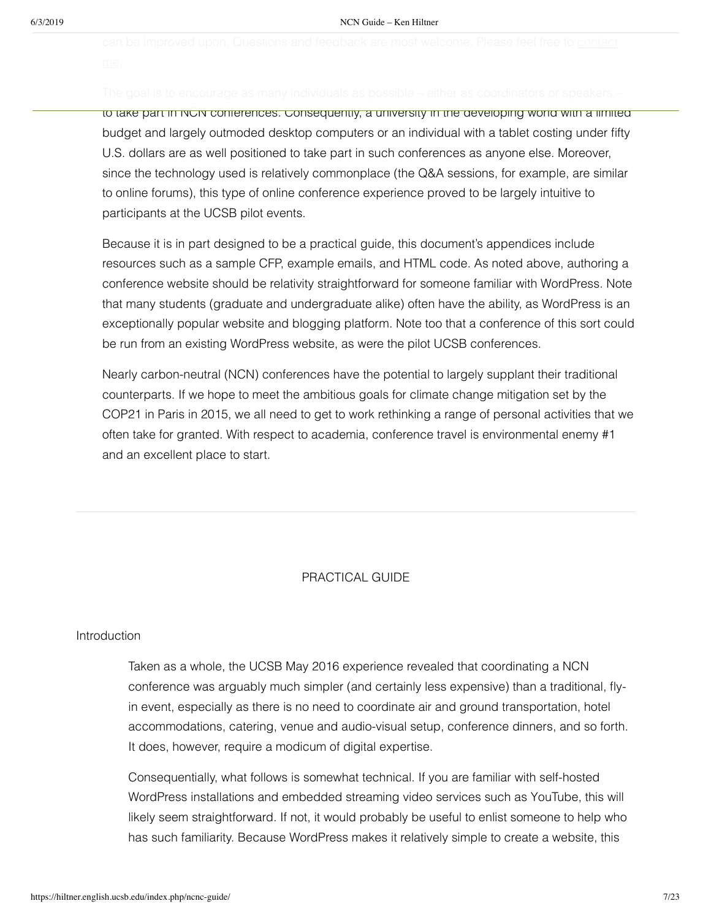can be improved upon. Questions and feedback are most welcome. Please feel free to contact me.

The goal is to encourage as many individuals as possible – either as coordinators or speakers – to take part in NCN conferences. Consequently, a university in the developing world with a limited budget and largely outmoded desktop computers or an individual with a tablet costing under fifty U.S. dollars are as well positioned to take part in such conferences as anyone else. Moreover, since the technology used is relatively commonplace (the Q&A sessions, for example, are similar to online forums), this type of online conference experience proved to be largely intuitive to participants at the UCSB pilot events.

Because it is in part designed to be a practical guide, this document's appendices include resources such as a sample CFP, example emails, and HTML code. As noted above, authoring a conference website should be relativity straightforward for someone familiar with WordPress. Note that many students (graduate and undergraduate alike) often have the ability, as WordPress is an exceptionally popular website and blogging platform. Note too that a conference of this sort could be run from an existing WordPress website, as were the pilot UCSB conferences.

Nearly carbon-neutral (NCN) conferences have the potential to largely supplant their traditional counterparts. If we hope to meet the ambitious goals for climate change mitigation set by the COP21 in Paris in 2015, we all need to get to work rethinking a range of personal activities that we often take for granted. With respect to academia, conference travel is environmental enemy #1 and an excellent place to start.

---

## PRACTICAL GUIDE

### Introduction

Taken as a whole, the UCSB May 2016 experience revealed that coordinating a NCN conference was arguably much simpler (and certainly less expensive) than a traditional, fly-in event, especially as there is no need to coordinate air and ground transportation, hotel accommodations, catering, venue and audio-visual setup, conference dinners, and so forth. It does, however, require a modicum of digital expertise.

Consequentially, what follows is somewhat technical. If you are familiar with self-hosted WordPress installations and embedded streaming video services such as YouTube, this will likely seem straightforward. If not, it would probably be useful to enlist someone to help who has such familiarity. Because WordPress makes it relatively simple to create a website, this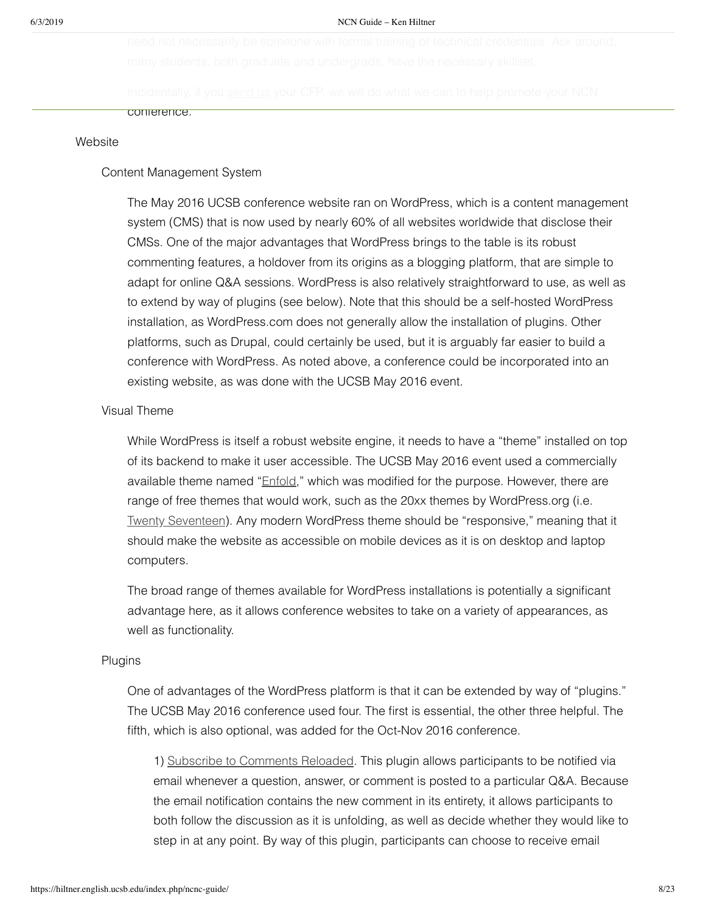need not necessarily be someone with formal training or technical credentials. Ask around; many students, both graduate and undergrads, have the necessary skillset.

Incidentally, if you send us your CFP, we will do what we can to help promote your NCN conference.

## Website

### Content Management System

The May 2016 UCSB conference website ran on WordPress, which is a content management system (CMS) that is now used by nearly 60% of all websites worldwide that disclose their CMSs. One of the major advantages that WordPress brings to the table is its robust commenting features, a holdover from its origins as a blogging platform, that are simple to adapt for online Q&A sessions. WordPress is also relatively straightforward to use, as well as to extend by way of plugins (see below). Note that this should be a self-hosted WordPress installation, as WordPress.com does not generally allow the installation of plugins. Other platforms, such as Drupal, could certainly be used, but it is arguably far easier to build a conference with WordPress. As noted above, a conference could be incorporated into an existing website, as was done with the UCSB May 2016 event.

### Visual Theme

While WordPress is itself a robust website engine, it needs to have a "theme" installed on top of its backend to make it user accessible. The UCSB May 2016 event used a commercially available theme named "Enfold," which was modified for the purpose. However, there are range of free themes that would work, such as the 20xx themes by WordPress.org (i.e. Twenty Seventeen). Any modern WordPress theme should be "responsive," meaning that it should make the website as accessible on mobile devices as it is on desktop and laptop computers.

The broad range of themes available for WordPress installations is potentially a significant advantage here, as it allows conference websites to take on a variety of appearances, as well as functionality.

### Plugins

One of advantages of the WordPress platform is that it can be extended by way of "plugins." The UCSB May 2016 conference used four. The first is essential, the other three helpful. The fifth, which is also optional, was added for the Oct-Nov 2016 conference.

1) Subscribe to Comments Reloaded. This plugin allows participants to be notified via email whenever a question, answer, or comment is posted to a particular Q&A. Because the email notification contains the new comment in its entirety, it allows participants to both follow the discussion as it is unfolding, as well as decide whether they would like to step in at any point. By way of this plugin, participants can choose to receive email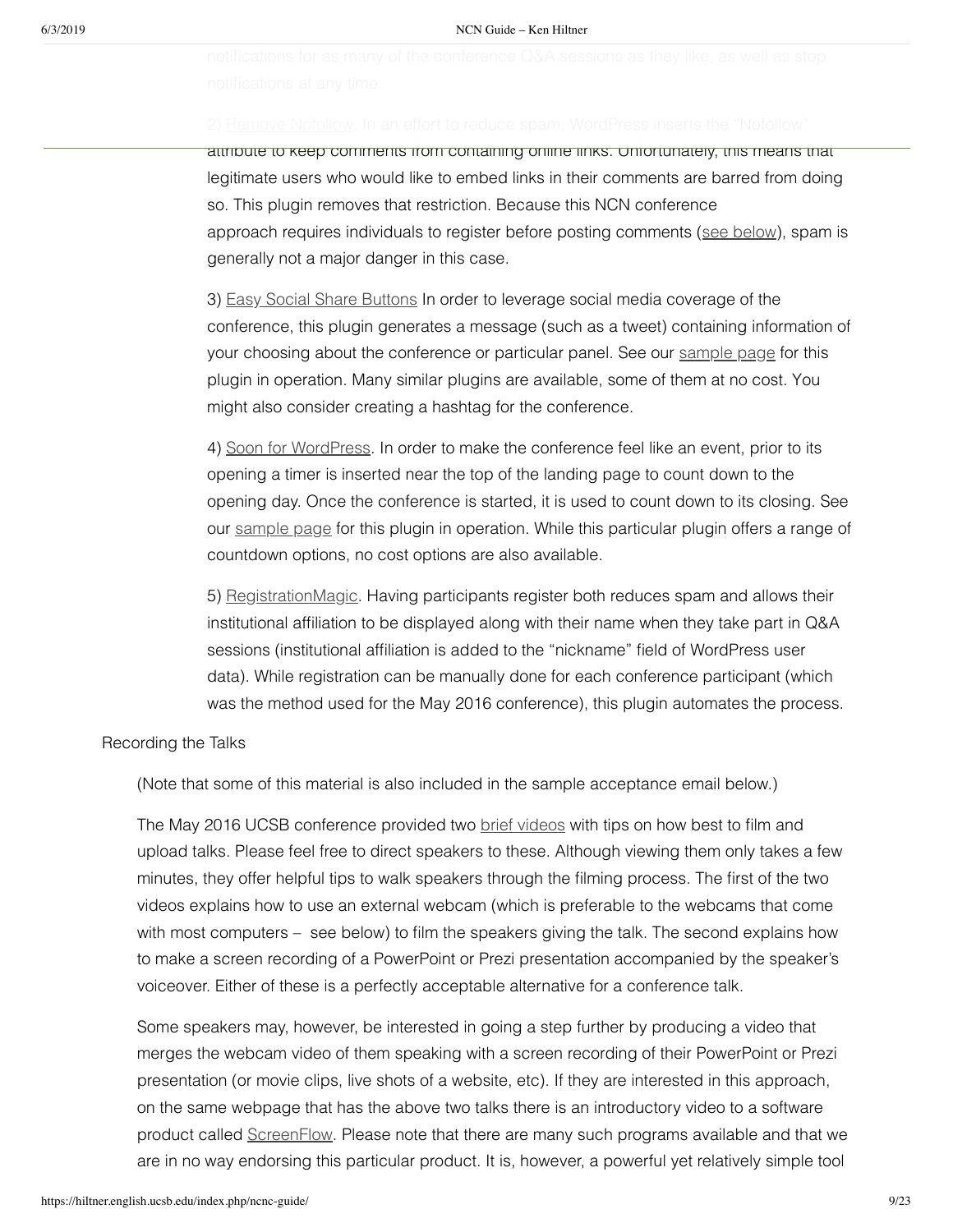notifications for as many of the conference Q&A sessions as they like, as well as stop notifications at any time.

2) Remove Nofollow. In an effort to reduce spam, WordPress inserts the "Nofollow" attribute to keep comments from containing online links. Unfortunately, this means that legitimate users who would like to embed links in their comments are barred from doing so. This plugin removes that restriction. Because this NCN conference approach requires individuals to register before posting comments (see below), spam is generally not a major danger in this case.

3) Easy Social Share Buttons In order to leverage social media coverage of the conference, this plugin generates a message (such as a tweet) containing information of your choosing about the conference or particular panel. See our sample page for this plugin in operation. Many similar plugins are available, some of them at no cost. You might also consider creating a hashtag for the conference.

4) Soon for WordPress. In order to make the conference feel like an event, prior to its opening a timer is inserted near the top of the landing page to count down to the opening day. Once the conference is started, it is used to count down to its closing. See our sample page for this plugin in operation. While this particular plugin offers a range of countdown options, no cost options are also available.

5) RegistrationMagic. Having participants register both reduces spam and allows their institutional affiliation to be displayed along with their name when they take part in Q&A sessions (institutional affiliation is added to the "nickname" field of WordPress user data). While registration can be manually done for each conference participant (which was the method used for the May 2016 conference), this plugin automates the process.

## Recording the Talks

(Note that some of this material is also included in the sample acceptance email below.)

The May 2016 UCSB conference provided two brief videos with tips on how best to film and upload talks. Please feel free to direct speakers to these. Although viewing them only takes a few minutes, they offer helpful tips to walk speakers through the filming process. The first of the two videos explains how to use an external webcam (which is preferable to the webcams that come with most computers – see below) to film the speakers giving the talk. The second explains how to make a screen recording of a PowerPoint or Prezi presentation accompanied by the speaker's voiceover. Either of these is a perfectly acceptable alternative for a conference talk.

Some speakers may, however, be interested in going a step further by producing a video that merges the webcam video of them speaking with a screen recording of their PowerPoint or Prezi presentation (or movie clips, live shots of a website, etc). If they are interested in this approach, on the same webpage that has the above two talks there is an introductory video to a software product called ScreenFlow. Please note that there are many such programs available and that we are in no way endorsing this particular product. It is, however, a powerful yet relatively simple tool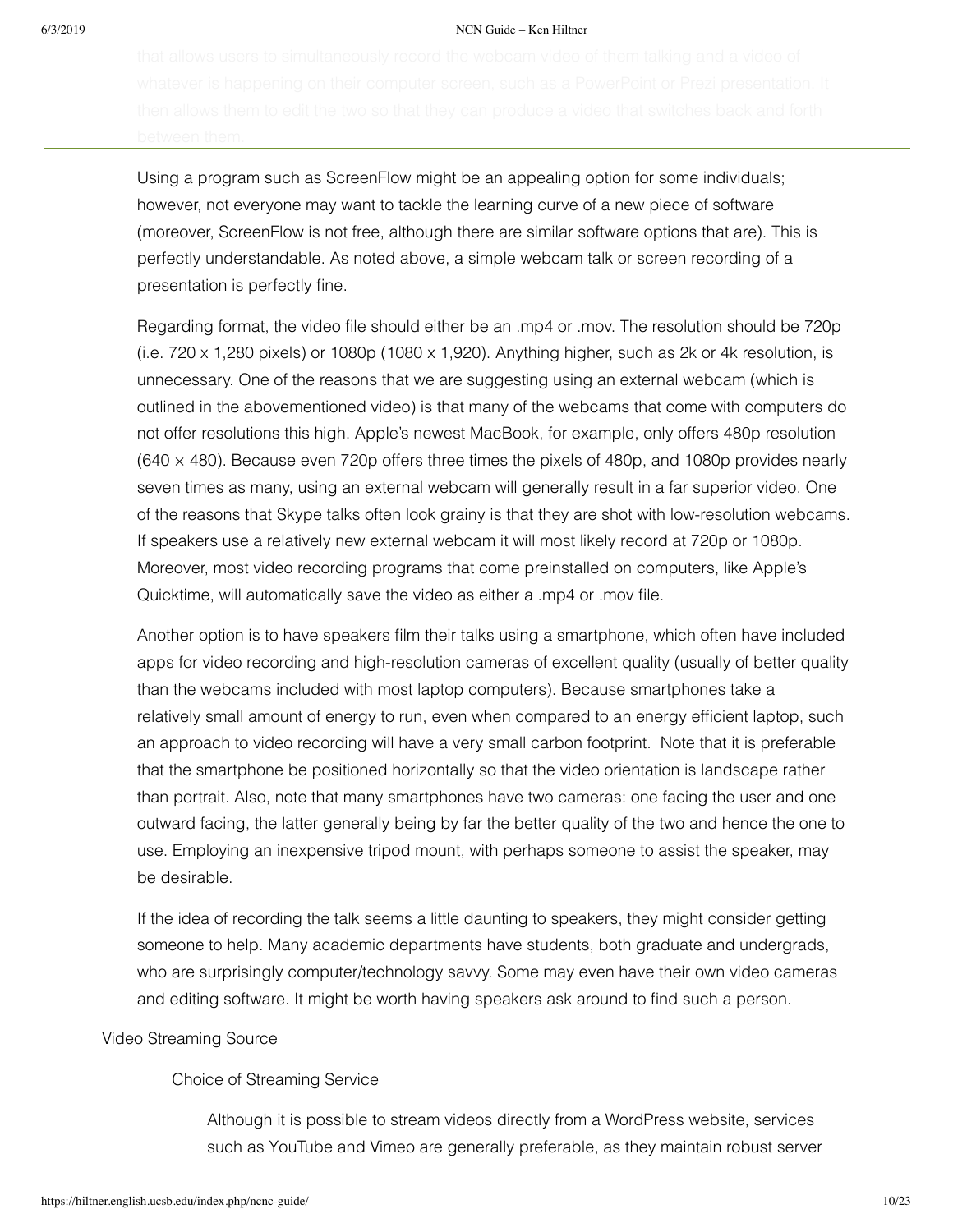that allows users to simultaneously record the webcam video of them talking and a video of whatever is happening on their computer screen, such as a PowerPoint or Prezi presentation. It then allows them to edit the two so that they can produce a video that switches back and forth between them.

Using a program such as ScreenFlow might be an appealing option for some individuals; however, not everyone may want to tackle the learning curve of a new piece of software (moreover, ScreenFlow is not free, although there are similar software options that are). This is perfectly understandable. As noted above, a simple webcam talk or screen recording of a presentation is perfectly fine.

Regarding format, the video file should either be an .mp4 or .mov. The resolution should be 720p (i.e. 720 x 1,280 pixels) or 1080p (1080 x 1,920). Anything higher, such as 2k or 4k resolution, is unnecessary. One of the reasons that we are suggesting using an external webcam (which is outlined in the abovementioned video) is that many of the webcams that come with computers do not offer resolutions this high. Apple's newest MacBook, for example, only offers 480p resolution (640 × 480). Because even 720p offers three times the pixels of 480p, and 1080p provides nearly seven times as many, using an external webcam will generally result in a far superior video. One of the reasons that Skype talks often look grainy is that they are shot with low-resolution webcams. If speakers use a relatively new external webcam it will most likely record at 720p or 1080p. Moreover, most video recording programs that come preinstalled on computers, like Apple's Quicktime, will automatically save the video as either a .mp4 or .mov file.

Another option is to have speakers film their talks using a smartphone, which often have included apps for video recording and high-resolution cameras of excellent quality (usually of better quality than the webcams included with most laptop computers). Because smartphones take a relatively small amount of energy to run, even when compared to an energy efficient laptop, such an approach to video recording will have a very small carbon footprint. Note that it is preferable that the smartphone be positioned horizontally so that the video orientation is landscape rather than portrait. Also, note that many smartphones have two cameras: one facing the user and one outward facing, the latter generally being by far the better quality of the two and hence the one to use. Employing an inexpensive tripod mount, with perhaps someone to assist the speaker, may be desirable.

If the idea of recording the talk seems a little daunting to speakers, they might consider getting someone to help. Many academic departments have students, both graduate and undergrads, who are surprisingly computer/technology savvy. Some may even have their own video cameras and editing software. It might be worth having speakers ask around to find such a person.

Video Streaming Source

Choice of Streaming Service

Although it is possible to stream videos directly from a WordPress website, services such as YouTube and Vimeo are generally preferable, as they maintain robust server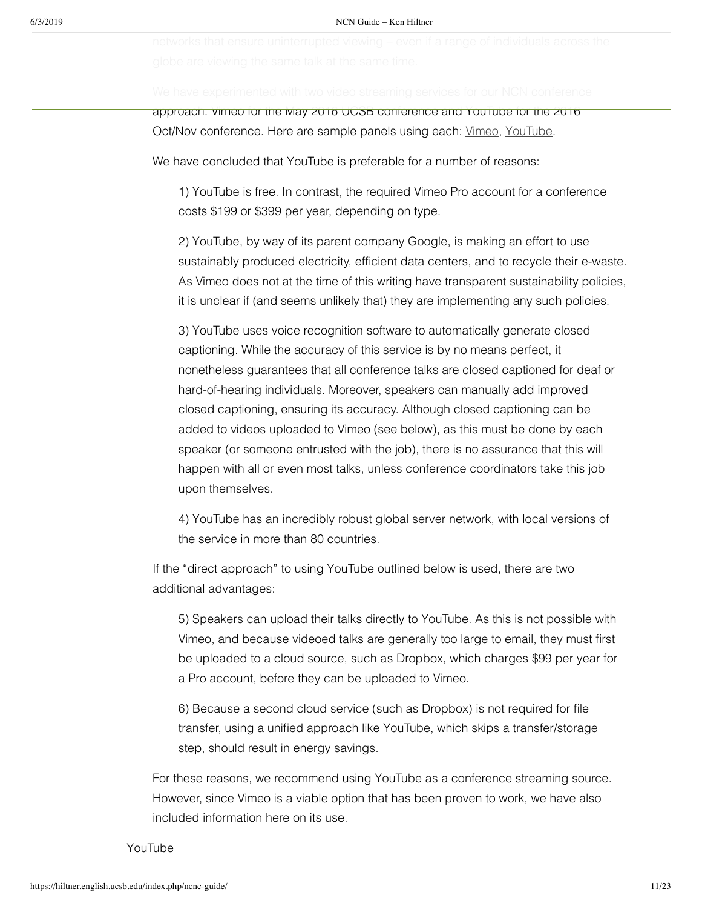networks that ensure uninterrupted viewing – even if a range of individuals across the globe are viewing the same talk at the same time.

We have experimented with two video streaming services for our NCN conference approach: Vimeo for the May 2016 UCSB conference and YouTube for the 2016 Oct/Nov conference. Here are sample panels using each: Vimeo, YouTube.

We have concluded that YouTube is preferable for a number of reasons:

1) YouTube is free. In contrast, the required Vimeo Pro account for a conference costs $199 or $399 per year, depending on type.

2) YouTube, by way of its parent company Google, is making an effort to use sustainably produced electricity, efficient data centers, and to recycle their e-waste. As Vimeo does not at the time of this writing have transparent sustainability policies, it is unclear if (and seems unlikely that) they are implementing any such policies.

3) YouTube uses voice recognition software to automatically generate closed captioning. While the accuracy of this service is by no means perfect, it nonetheless guarantees that all conference talks are closed captioned for deaf or hard-of-hearing individuals. Moreover, speakers can manually add improved closed captioning, ensuring its accuracy. Although closed captioning can be added to videos uploaded to Vimeo (see below), as this must be done by each speaker (or someone entrusted with the job), there is no assurance that this will happen with all or even most talks, unless conference coordinators take this job upon themselves.

4) YouTube has an incredibly robust global server network, with local versions of the service in more than 80 countries.

If the "direct approach" to using YouTube outlined below is used, there are two additional advantages:

5) Speakers can upload their talks directly to YouTube. As this is not possible with Vimeo, and because videoed talks are generally too large to email, they must first be uploaded to a cloud source, such as Dropbox, which charges $99 per year for a Pro account, before they can be uploaded to Vimeo.

6) Because a second cloud service (such as Dropbox) is not required for file transfer, using a unified approach like YouTube, which skips a transfer/storage step, should result in energy savings.

For these reasons, we recommend using YouTube as a conference streaming source. However, since Vimeo is a viable option that has been proven to work, we have also included information here on its use.

## YouTube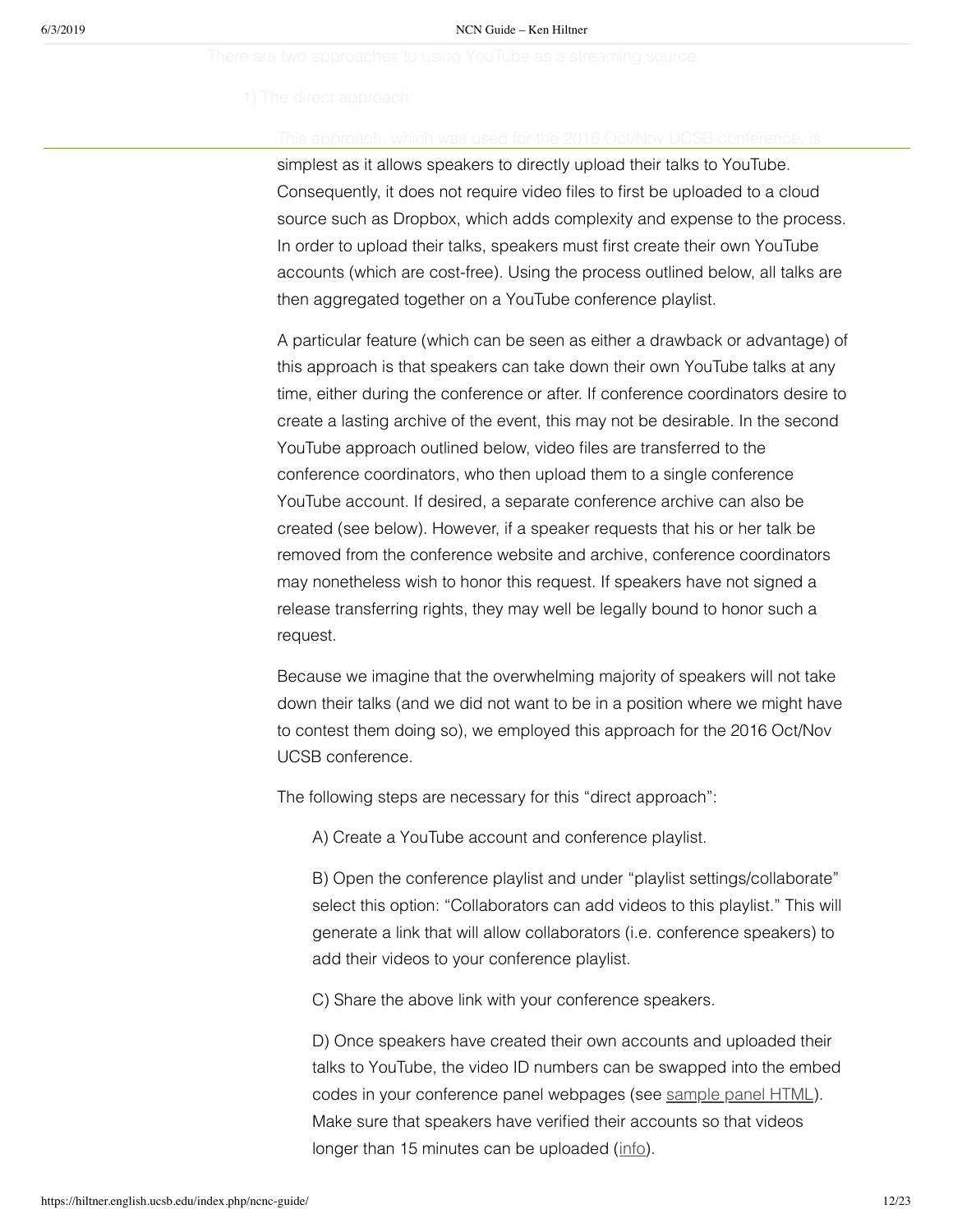There are two approaches to using YouTube as a streaming source.

1) The direct approach:

This approach, which was used for the 2016 Oct/Nov UCSB conference, is simplest as it allows speakers to directly upload their talks to YouTube. Consequently, it does not require video files to first be uploaded to a cloud source such as Dropbox, which adds complexity and expense to the process. In order to upload their talks, speakers must first create their own YouTube accounts (which are cost-free). Using the process outlined below, all talks are then aggregated together on a YouTube conference playlist.

A particular feature (which can be seen as either a drawback or advantage) of this approach is that speakers can take down their own YouTube talks at any time, either during the conference or after. If conference coordinators desire to create a lasting archive of the event, this may not be desirable. In the second YouTube approach outlined below, video files are transferred to the conference coordinators, who then upload them to a single conference YouTube account. If desired, a separate conference archive can also be created (see below). However, if a speaker requests that his or her talk be removed from the conference website and archive, conference coordinators may nonetheless wish to honor this request. If speakers have not signed a release transferring rights, they may well be legally bound to honor such a request.

Because we imagine that the overwhelming majority of speakers will not take down their talks (and we did not want to be in a position where we might have to contest them doing so), we employed this approach for the 2016 Oct/Nov UCSB conference.

The following steps are necessary for this "direct approach":

A) Create a YouTube account and conference playlist.

B) Open the conference playlist and under "playlist settings/collaborate" select this option: "Collaborators can add videos to this playlist." This will generate a link that will allow collaborators (i.e. conference speakers) to add their videos to your conference playlist.

C) Share the above link with your conference speakers.

D) Once speakers have created their own accounts and uploaded their talks to YouTube, the video ID numbers can be swapped into the embed codes in your conference panel webpages (see sample panel HTML). Make sure that speakers have verified their accounts so that videos longer than 15 minutes can be uploaded (info).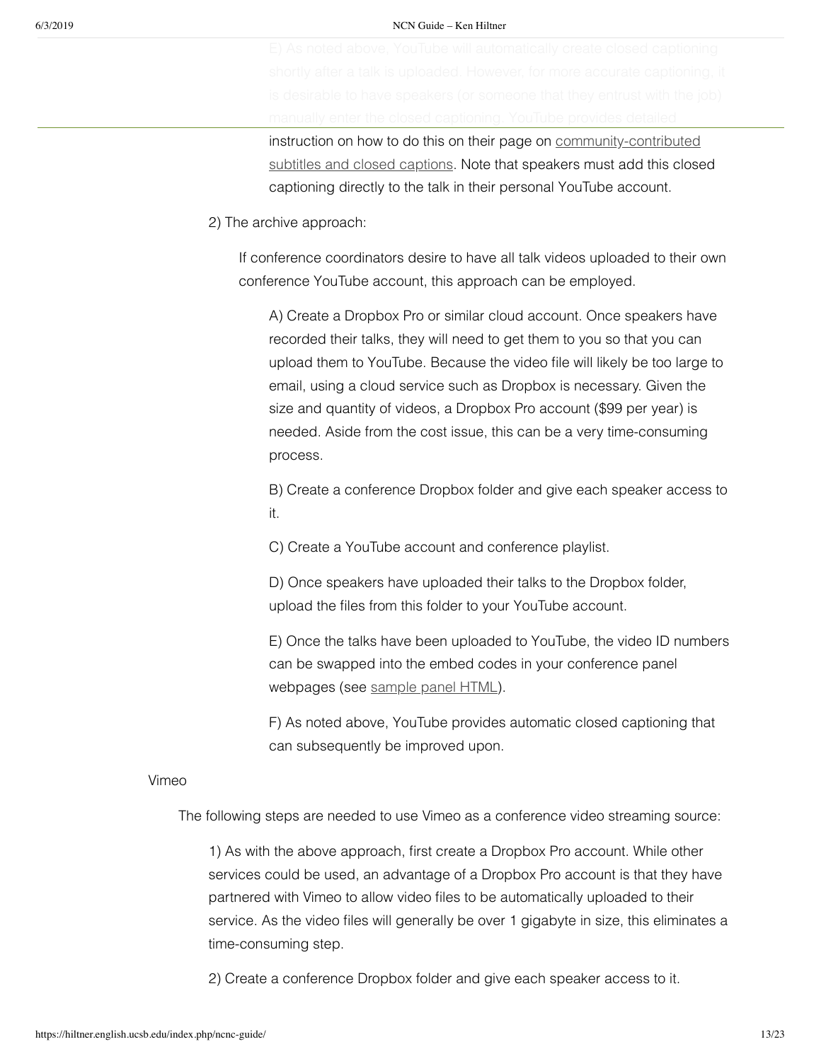E) As noted above, YouTube will automatically create closed captioning shortly after a talk is uploaded. However, for more accurate captioning, it is desirable to have speakers (or someone that they entrust with the job) manually enter the closed captioning. YouTube provides detailed instruction on how to do this on their page on community-contributed subtitles and closed captions. Note that speakers must add this closed captioning directly to the talk in their personal YouTube account.

2) The archive approach:

If conference coordinators desire to have all talk videos uploaded to their own conference YouTube account, this approach can be employed.

A) Create a Dropbox Pro or similar cloud account. Once speakers have recorded their talks, they will need to get them to you so that you can upload them to YouTube. Because the video file will likely be too large to email, using a cloud service such as Dropbox is necessary. Given the size and quantity of videos, a Dropbox Pro account ($99 per year) is needed. Aside from the cost issue, this can be a very time-consuming process.

B) Create a conference Dropbox folder and give each speaker access to it.

C) Create a YouTube account and conference playlist.

D) Once speakers have uploaded their talks to the Dropbox folder, upload the files from this folder to your YouTube account.

E) Once the talks have been uploaded to YouTube, the video ID numbers can be swapped into the embed codes in your conference panel webpages (see sample panel HTML).

F) As noted above, YouTube provides automatic closed captioning that can subsequently be improved upon.

Vimeo

The following steps are needed to use Vimeo as a conference video streaming source:

1) As with the above approach, first create a Dropbox Pro account. While other services could be used, an advantage of a Dropbox Pro account is that they have partnered with Vimeo to allow video files to be automatically uploaded to their service. As the video files will generally be over 1 gigabyte in size, this eliminates a time-consuming step.

2) Create a conference Dropbox folder and give each speaker access to it.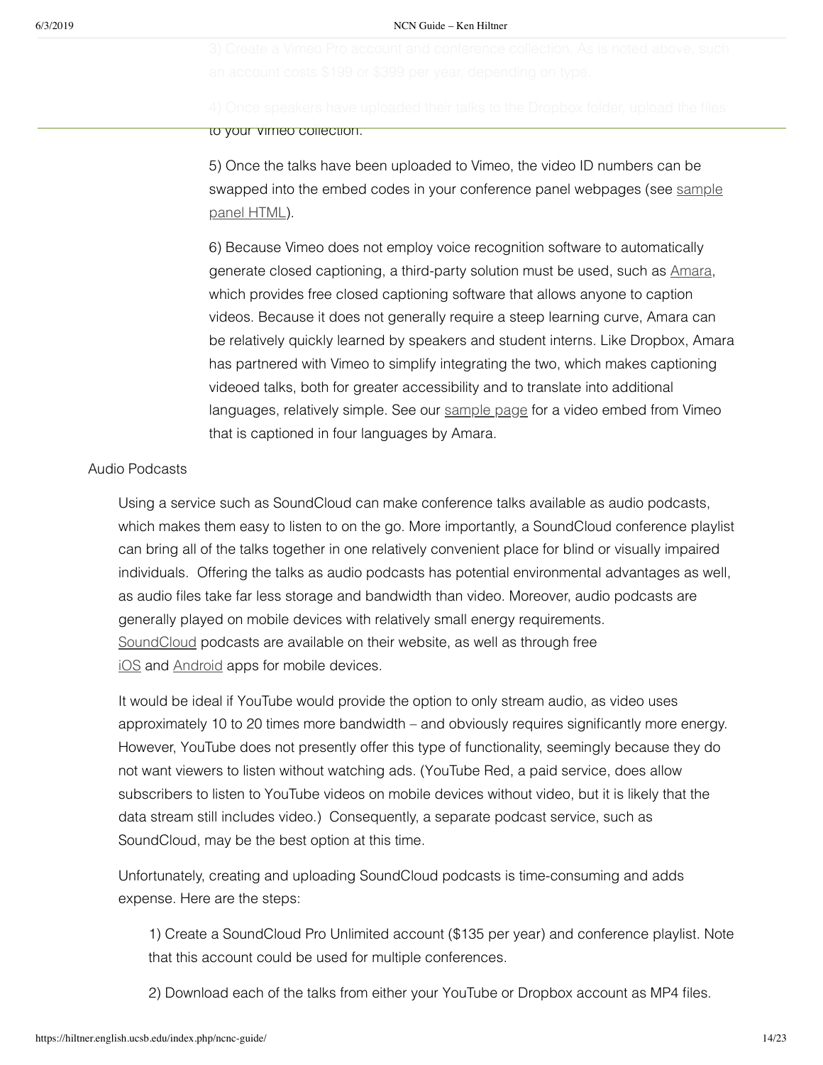3) Create a Vimeo Pro account and conference collection. As is noted above, such an account costs $199 or $399 per year, depending on type.

4) Once speakers have uploaded their talks to the Dropbox folder, upload the files to your Vimeo collection.

5) Once the talks have been uploaded to Vimeo, the video ID numbers can be swapped into the embed codes in your conference panel webpages (see sample panel HTML).

6) Because Vimeo does not employ voice recognition software to automatically generate closed captioning, a third-party solution must be used, such as Amara, which provides free closed captioning software that allows anyone to caption videos. Because it does not generally require a steep learning curve, Amara can be relatively quickly learned by speakers and student interns. Like Dropbox, Amara has partnered with Vimeo to simplify integrating the two, which makes captioning videoed talks, both for greater accessibility and to translate into additional languages, relatively simple. See our sample page for a video embed from Vimeo that is captioned in four languages by Amara.

Audio Podcasts

Using a service such as SoundCloud can make conference talks available as audio podcasts, which makes them easy to listen to on the go. More importantly, a SoundCloud conference playlist can bring all of the talks together in one relatively convenient place for blind or visually impaired individuals. Offering the talks as audio podcasts has potential environmental advantages as well, as audio files take far less storage and bandwidth than video. Moreover, audio podcasts are generally played on mobile devices with relatively small energy requirements. SoundCloud podcasts are available on their website, as well as through free iOS and Android apps for mobile devices.

It would be ideal if YouTube would provide the option to only stream audio, as video uses approximately 10 to 20 times more bandwidth – and obviously requires significantly more energy. However, YouTube does not presently offer this type of functionality, seemingly because they do not want viewers to listen without watching ads. (YouTube Red, a paid service, does allow subscribers to listen to YouTube videos on mobile devices without video, but it is likely that the data stream still includes video.) Consequently, a separate podcast service, such as SoundCloud, may be the best option at this time.

Unfortunately, creating and uploading SoundCloud podcasts is time-consuming and adds expense. Here are the steps:

1) Create a SoundCloud Pro Unlimited account ($135 per year) and conference playlist. Note that this account could be used for multiple conferences.

2) Download each of the talks from either your YouTube or Dropbox account as MP4 files.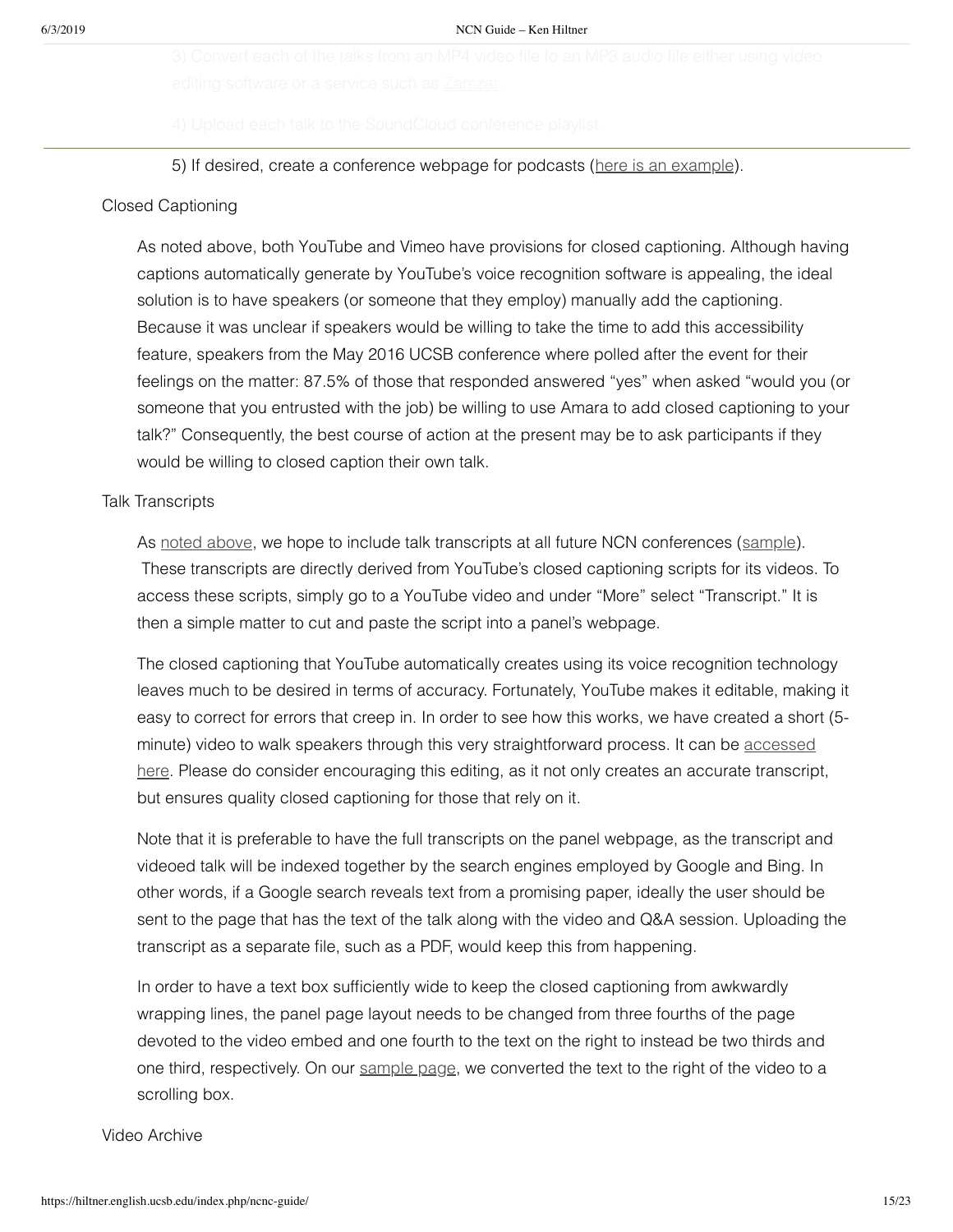3) Convert each of the talks from an MP4 video file to an MP3 audio file either using video editing software or a service such as Zamzar.

4) Upload each talk to the SoundCloud conference playlist.

5) If desired, create a conference webpage for podcasts (here is an example).

Closed Captioning

As noted above, both YouTube and Vimeo have provisions for closed captioning. Although having captions automatically generate by YouTube's voice recognition software is appealing, the ideal solution is to have speakers (or someone that they employ) manually add the captioning. Because it was unclear if speakers would be willing to take the time to add this accessibility feature, speakers from the May 2016 UCSB conference where polled after the event for their feelings on the matter: 87.5% of those that responded answered "yes" when asked "would you (or someone that you entrusted with the job) be willing to use Amara to add closed captioning to your talk?" Consequently, the best course of action at the present may be to ask participants if they would be willing to closed caption their own talk.

Talk Transcripts

As noted above, we hope to include talk transcripts at all future NCN conferences (sample). These transcripts are directly derived from YouTube's closed captioning scripts for its videos. To access these scripts, simply go to a YouTube video and under "More" select "Transcript." It is then a simple matter to cut and paste the script into a panel's webpage.

The closed captioning that YouTube automatically creates using its voice recognition technology leaves much to be desired in terms of accuracy. Fortunately, YouTube makes it editable, making it easy to correct for errors that creep in. In order to see how this works, we have created a short (5-minute) video to walk speakers through this very straightforward process. It can be accessed here. Please do consider encouraging this editing, as it not only creates an accurate transcript, but ensures quality closed captioning for those that rely on it.

Note that it is preferable to have the full transcripts on the panel webpage, as the transcript and videoed talk will be indexed together by the search engines employed by Google and Bing. In other words, if a Google search reveals text from a promising paper, ideally the user should be sent to the page that has the text of the talk along with the video and Q&A session. Uploading the transcript as a separate file, such as a PDF, would keep this from happening.

In order to have a text box sufficiently wide to keep the closed captioning from awkwardly wrapping lines, the panel page layout needs to be changed from three fourths of the page devoted to the video embed and one fourth to the text on the right to instead be two thirds and one third, respectively. On our sample page, we converted the text to the right of the video to a scrolling box.

Video Archive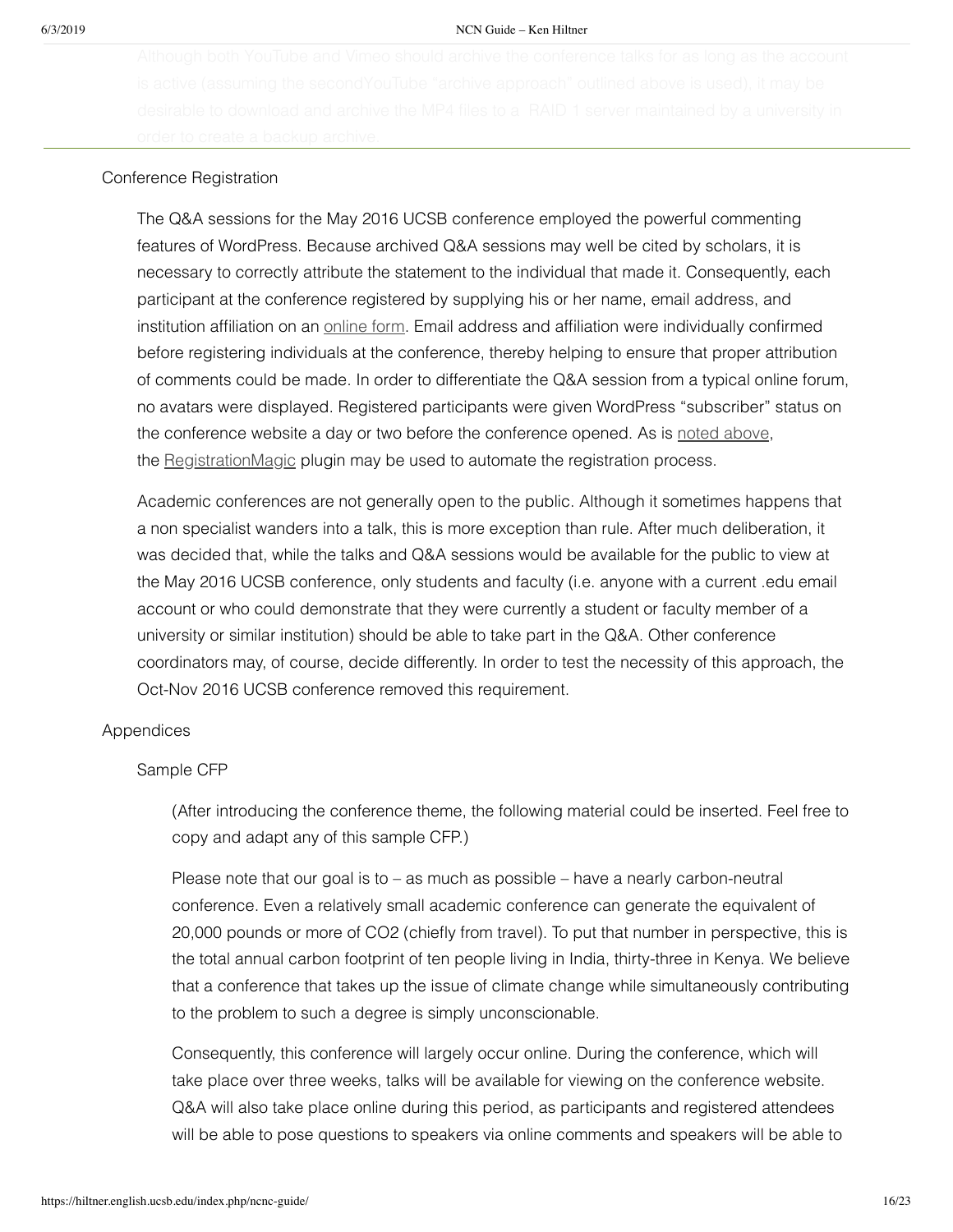Although both YouTube and Vimeo should archive the conference talks for as long as the account is active (assuming the secondYouTube "archive approach" outlined above is used), it may be desirable to download and archive the MP4 files to a RAID 1 server maintained by a university in order to create a backup archive.

## Conference Registration

The Q&A sessions for the May 2016 UCSB conference employed the powerful commenting features of WordPress. Because archived Q&A sessions may well be cited by scholars, it is necessary to correctly attribute the statement to the individual that made it. Consequently, each participant at the conference registered by supplying his or her name, email address, and institution affiliation on an online form. Email address and affiliation were individually confirmed before registering individuals at the conference, thereby helping to ensure that proper attribution of comments could be made. In order to differentiate the Q&A session from a typical online forum, no avatars were displayed. Registered participants were given WordPress "subscriber" status on the conference website a day or two before the conference opened. As is noted above, the RegistrationMagic plugin may be used to automate the registration process.

Academic conferences are not generally open to the public. Although it sometimes happens that a non specialist wanders into a talk, this is more exception than rule. After much deliberation, it was decided that, while the talks and Q&A sessions would be available for the public to view at the May 2016 UCSB conference, only students and faculty (i.e. anyone with a current .edu email account or who could demonstrate that they were currently a student or faculty member of a university or similar institution) should be able to take part in the Q&A. Other conference coordinators may, of course, decide differently. In order to test the necessity of this approach, the Oct-Nov 2016 UCSB conference removed this requirement.

## Appendices

### Sample CFP

(After introducing the conference theme, the following material could be inserted. Feel free to copy and adapt any of this sample CFP.)

Please note that our goal is to – as much as possible – have a nearly carbon-neutral conference. Even a relatively small academic conference can generate the equivalent of 20,000 pounds or more of $CO_2$ (chiefly from travel). To put that number in perspective, this is the total annual carbon footprint of ten people living in India, thirty-three in Kenya. We believe that a conference that takes up the issue of climate change while simultaneously contributing to the problem to such a degree is simply unconscionable.

Consequently, this conference will largely occur online. During the conference, which will take place over three weeks, talks will be available for viewing on the conference website. Q&A will also take place online during this period, as participants and registered attendees will be able to pose questions to speakers via online comments and speakers will be able to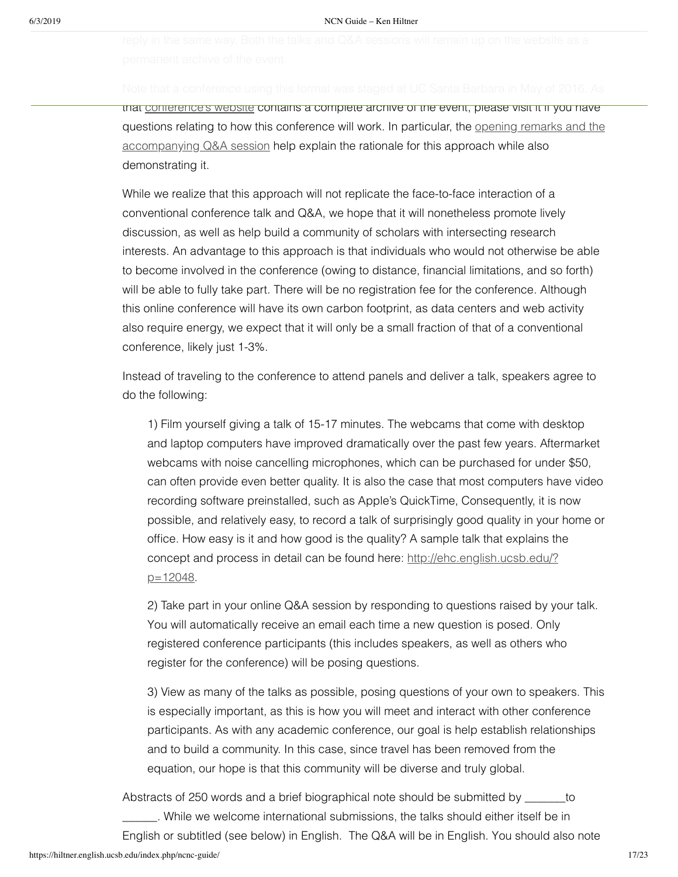reply in the same way. Both the talks and Q&A sessions will remain up on the website as a permanent archive of the event.

Note that a conference using this format was staged at UC Santa Barbara in May of 2016. As that conference's website contains a complete archive of the event, please visit it if you have questions relating to how this conference will work. In particular, the opening remarks and the accompanying Q&A session help explain the rationale for this approach while also demonstrating it.

While we realize that this approach will not replicate the face-to-face interaction of a conventional conference talk and Q&A, we hope that it will nonetheless promote lively discussion, as well as help build a community of scholars with intersecting research interests. An advantage to this approach is that individuals who would not otherwise be able to become involved in the conference (owing to distance, financial limitations, and so forth) will be able to fully take part. There will be no registration fee for the conference. Although this online conference will have its own carbon footprint, as data centers and web activity also require energy, we expect that it will only be a small fraction of that of a conventional conference, likely just 1-3%.

Instead of traveling to the conference to attend panels and deliver a talk, speakers agree to do the following:

> 1) Film yourself giving a talk of 15-17 minutes. The webcams that come with desktop and laptop computers have improved dramatically over the past few years. Aftermarket webcams with noise cancelling microphones, which can be purchased for under $50, can often provide even better quality. It is also the case that most computers have video recording software preinstalled, such as Apple's QuickTime, Consequently, it is now possible, and relatively easy, to record a talk of surprisingly good quality in your home or office. How easy is it and how good is the quality? A sample talk that explains the concept and process in detail can be found here: http://ehc.english.ucsb.edu/?p=12048.
>
> 2) Take part in your online Q&A session by responding to questions raised by your talk. You will automatically receive an email each time a new question is posed. Only registered conference participants (this includes speakers, as well as others who register for the conference) will be posing questions.
>
> 3) View as many of the talks as possible, posing questions of your own to speakers. This is especially important, as this is how you will meet and interact with other conference participants. As with any academic conference, our goal is help establish relationships and to build a community. In this case, since travel has been removed from the equation, our hope is that this community will be diverse and truly global.

Abstracts of 250 words and a brief biographical note should be submitted by _______to ______. While we welcome international submissions, the talks should either itself be in English or subtitled (see below) in English. The Q&A will be in English. You should also note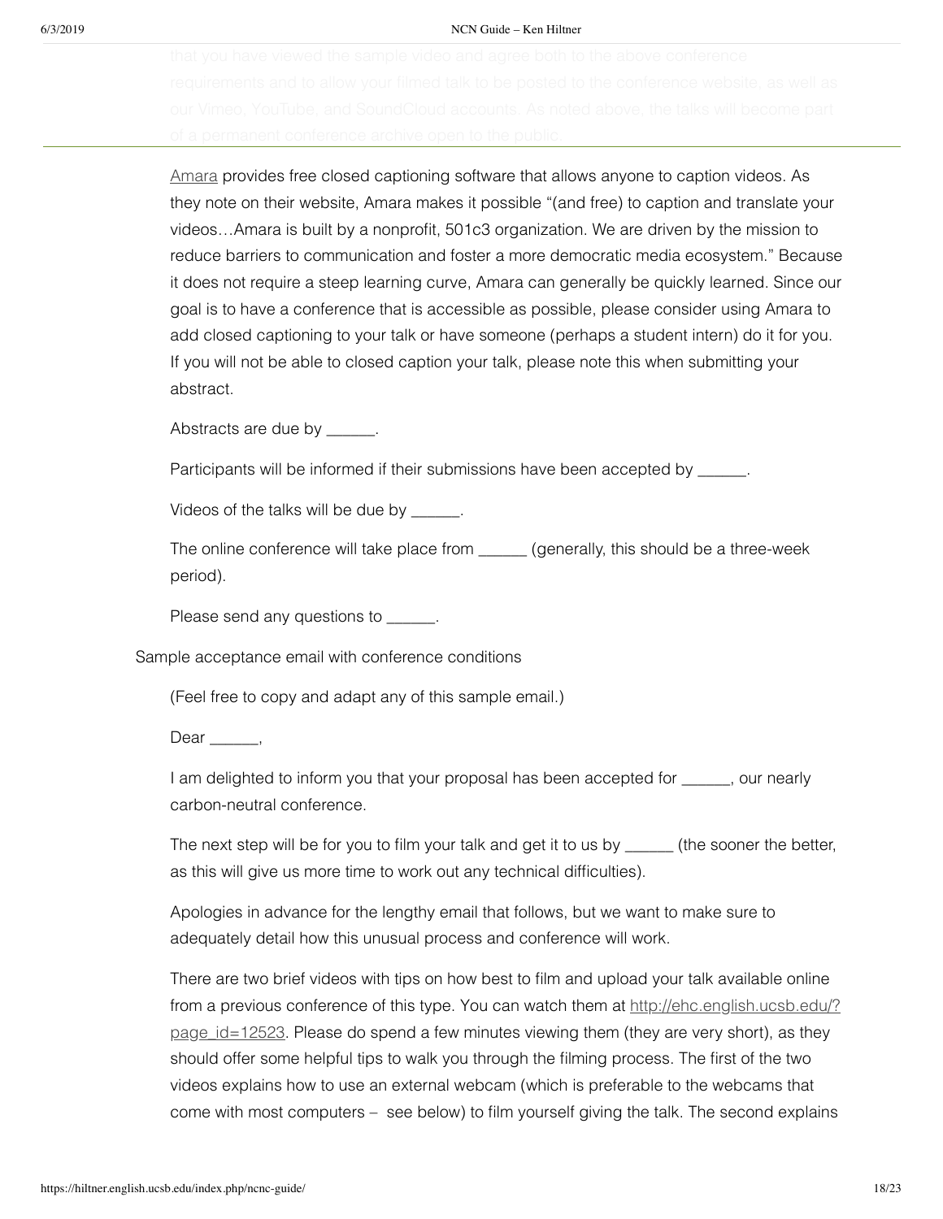that you have viewed the sample video and agree both to the above conference requirements and to allow your filmed talk to be posted to the conference website, as well as our Vimeo, YouTube, and SoundCloud accounts. As noted above, the talks will become part of a permanent conference archive open to the public.

---

Amara provides free closed captioning software that allows anyone to caption videos. As they note on their website, Amara makes it possible "(and free) to caption and translate your videos…Amara is built by a nonprofit, 501c3 organization. We are driven by the mission to reduce barriers to communication and foster a more democratic media ecosystem." Because it does not require a steep learning curve, Amara can generally be quickly learned. Since our goal is to have a conference that is accessible as possible, please consider using Amara to add closed captioning to your talk or have someone (perhaps a student intern) do it for you. If you will not be able to closed caption your talk, please note this when submitting your abstract.

Abstracts are due by ______.

Participants will be informed if their submissions have been accepted by ______.

Videos of the talks will be due by ______.

The online conference will take place from ______ (generally, this should be a three-week period).

Please send any questions to ______.

Sample acceptance email with conference conditions

(Feel free to copy and adapt any of this sample email.)

Dear ______,

I am delighted to inform you that your proposal has been accepted for ______, our nearly carbon-neutral conference.

The next step will be for you to film your talk and get it to us by ______ (the sooner the better, as this will give us more time to work out any technical difficulties).

Apologies in advance for the lengthy email that follows, but we want to make sure to adequately detail how this unusual process and conference will work.

There are two brief videos with tips on how best to film and upload your talk available online from a previous conference of this type. You can watch them at http://ehc.english.ucsb.edu/?page_id=12523. Please do spend a few minutes viewing them (they are very short), as they should offer some helpful tips to walk you through the filming process. The first of the two videos explains how to use an external webcam (which is preferable to the webcams that come with most computers – see below) to film yourself giving the talk. The second explains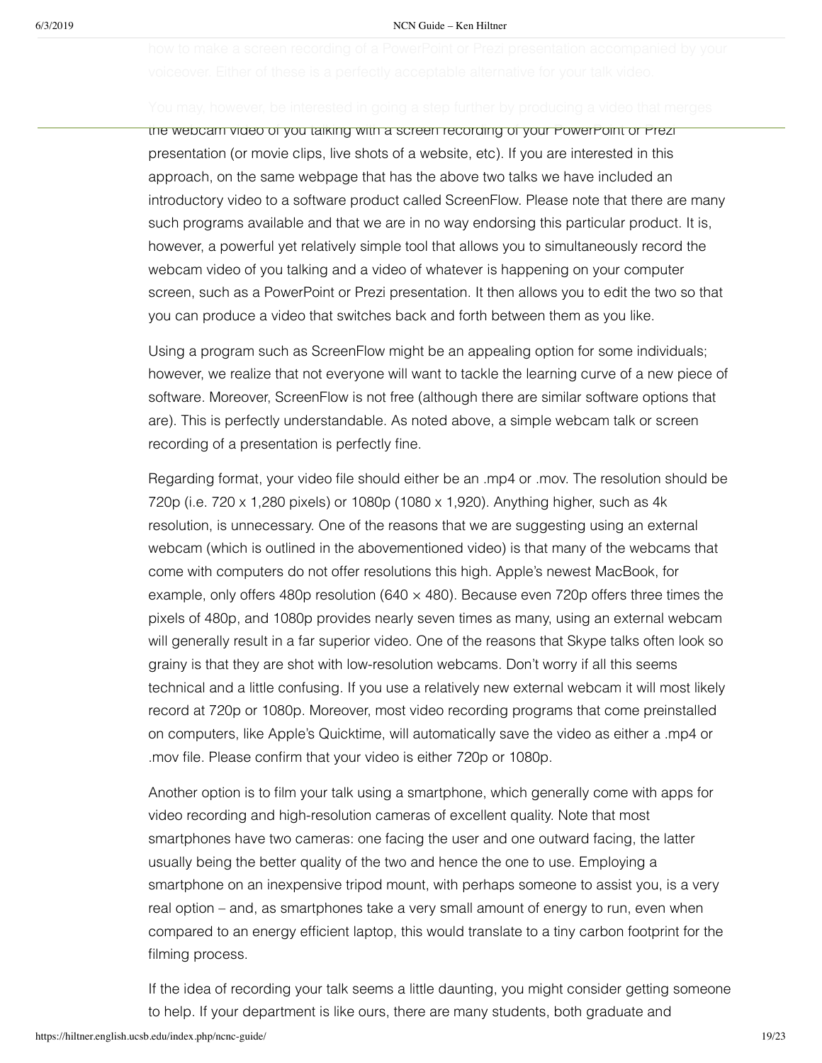how to make a screen recording of a PowerPoint or Prezi presentation accompanied by your voiceover. Either of these is a perfectly acceptable alternative for your talk video.

You may, however, be interested in going a step further by producing a video that merges the webcam video of you talking with a screen recording of your PowerPoint or Prezi presentation (or movie clips, live shots of a website, etc). If you are interested in this approach, on the same webpage that has the above two talks we have included an introductory video to a software product called ScreenFlow. Please note that there are many such programs available and that we are in no way endorsing this particular product. It is, however, a powerful yet relatively simple tool that allows you to simultaneously record the webcam video of you talking and a video of whatever is happening on your computer screen, such as a PowerPoint or Prezi presentation. It then allows you to edit the two so that you can produce a video that switches back and forth between them as you like.

Using a program such as ScreenFlow might be an appealing option for some individuals; however, we realize that not everyone will want to tackle the learning curve of a new piece of software. Moreover, ScreenFlow is not free (although there are similar software options that are). This is perfectly understandable. As noted above, a simple webcam talk or screen recording of a presentation is perfectly fine.

Regarding format, your video file should either be an .mp4 or .mov. The resolution should be 720p (i.e. 720 x 1,280 pixels) or 1080p (1080 x 1,920). Anything higher, such as 4k resolution, is unnecessary. One of the reasons that we are suggesting using an external webcam (which is outlined in the abovementioned video) is that many of the webcams that come with computers do not offer resolutions this high. Apple's newest MacBook, for example, only offers 480p resolution (640 × 480). Because even 720p offers three times the pixels of 480p, and 1080p provides nearly seven times as many, using an external webcam will generally result in a far superior video. One of the reasons that Skype talks often look so grainy is that they are shot with low-resolution webcams. Don't worry if all this seems technical and a little confusing. If you use a relatively new external webcam it will most likely record at 720p or 1080p. Moreover, most video recording programs that come preinstalled on computers, like Apple's Quicktime, will automatically save the video as either a .mp4 or .mov file. Please confirm that your video is either 720p or 1080p.

Another option is to film your talk using a smartphone, which generally come with apps for video recording and high-resolution cameras of excellent quality. Note that most smartphones have two cameras: one facing the user and one outward facing, the latter usually being the better quality of the two and hence the one to use. Employing a smartphone on an inexpensive tripod mount, with perhaps someone to assist you, is a very real option – and, as smartphones take a very small amount of energy to run, even when compared to an energy efficient laptop, this would translate to a tiny carbon footprint for the filming process.

If the idea of recording your talk seems a little daunting, you might consider getting someone to help. If your department is like ours, there are many students, both graduate and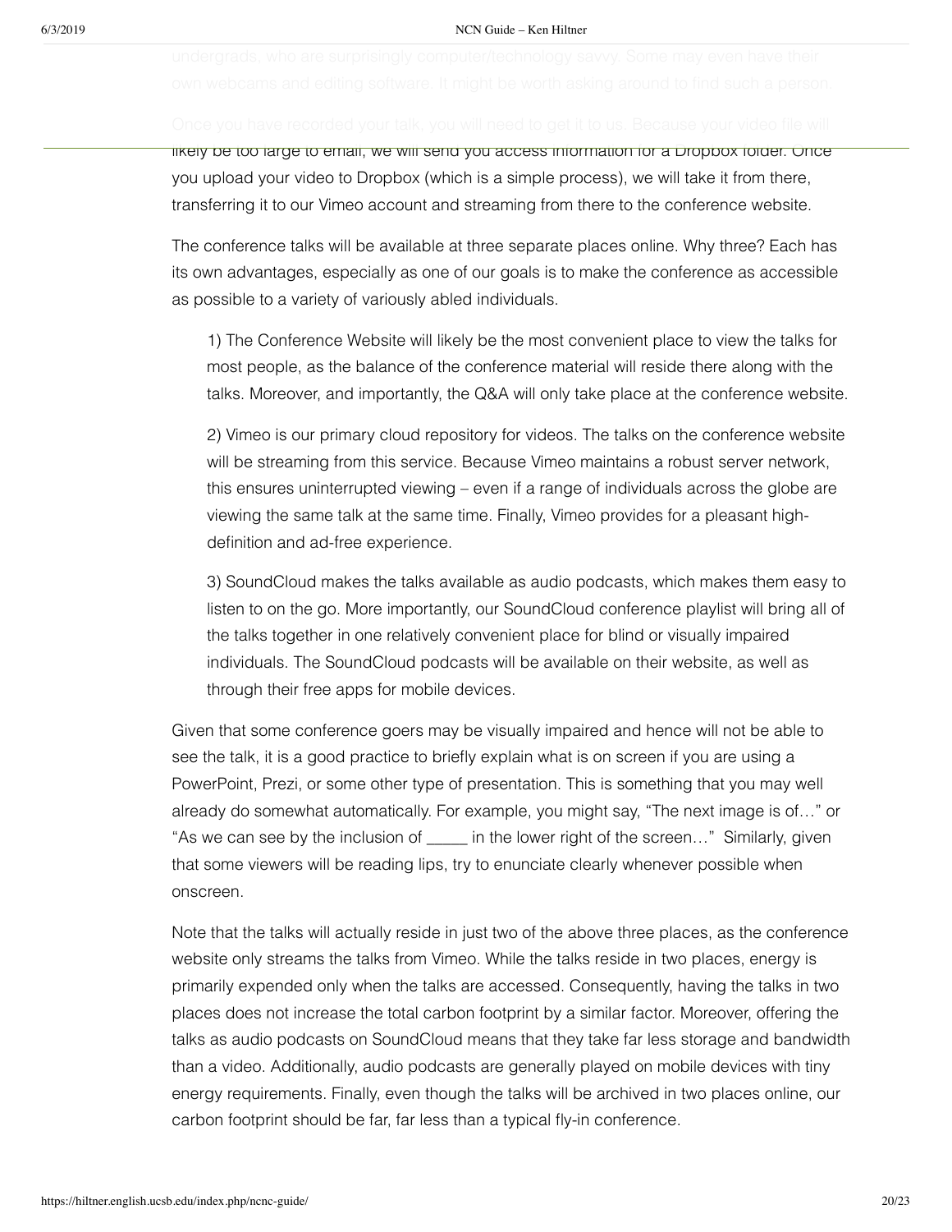undergrads, who are surprisingly computer/technology savvy. Some may even have their own webcams and editing software. It might be worth asking around to find such a person.

Once you have recorded your talk, you will need to get it to us. Because your video file will likely be too large to email, we will send you access information for a Dropbox folder. Once you upload your video to Dropbox (which is a simple process), we will take it from there, transferring it to our Vimeo account and streaming from there to the conference website.

The conference talks will be available at three separate places online. Why three? Each has its own advantages, especially as one of our goals is to make the conference as accessible as possible to a variety of variously abled individuals.

> 1) The Conference Website will likely be the most convenient place to view the talks for most people, as the balance of the conference material will reside there along with the talks. Moreover, and importantly, the Q&A will only take place at the conference website.
>
> 2) Vimeo is our primary cloud repository for videos. The talks on the conference website will be streaming from this service. Because Vimeo maintains a robust server network, this ensures uninterrupted viewing – even if a range of individuals across the globe are viewing the same talk at the same time. Finally, Vimeo provides for a pleasant high-definition and ad-free experience.
>
> 3) SoundCloud makes the talks available as audio podcasts, which makes them easy to listen to on the go. More importantly, our SoundCloud conference playlist will bring all of the talks together in one relatively convenient place for blind or visually impaired individuals. The SoundCloud podcasts will be available on their website, as well as through their free apps for mobile devices.

Given that some conference goers may be visually impaired and hence will not be able to see the talk, it is a good practice to briefly explain what is on screen if you are using a PowerPoint, Prezi, or some other type of presentation. This is something that you may well already do somewhat automatically. For example, you might say, "The next image is of…" or "As we can see by the inclusion of _____ in the lower right of the screen…" Similarly, given that some viewers will be reading lips, try to enunciate clearly whenever possible when onscreen.

Note that the talks will actually reside in just two of the above three places, as the conference website only streams the talks from Vimeo. While the talks reside in two places, energy is primarily expended only when the talks are accessed. Consequently, having the talks in two places does not increase the total carbon footprint by a similar factor. Moreover, offering the talks as audio podcasts on SoundCloud means that they take far less storage and bandwidth than a video. Additionally, audio podcasts are generally played on mobile devices with tiny energy requirements. Finally, even though the talks will be archived in two places online, our carbon footprint should be far, far less than a typical fly-in conference.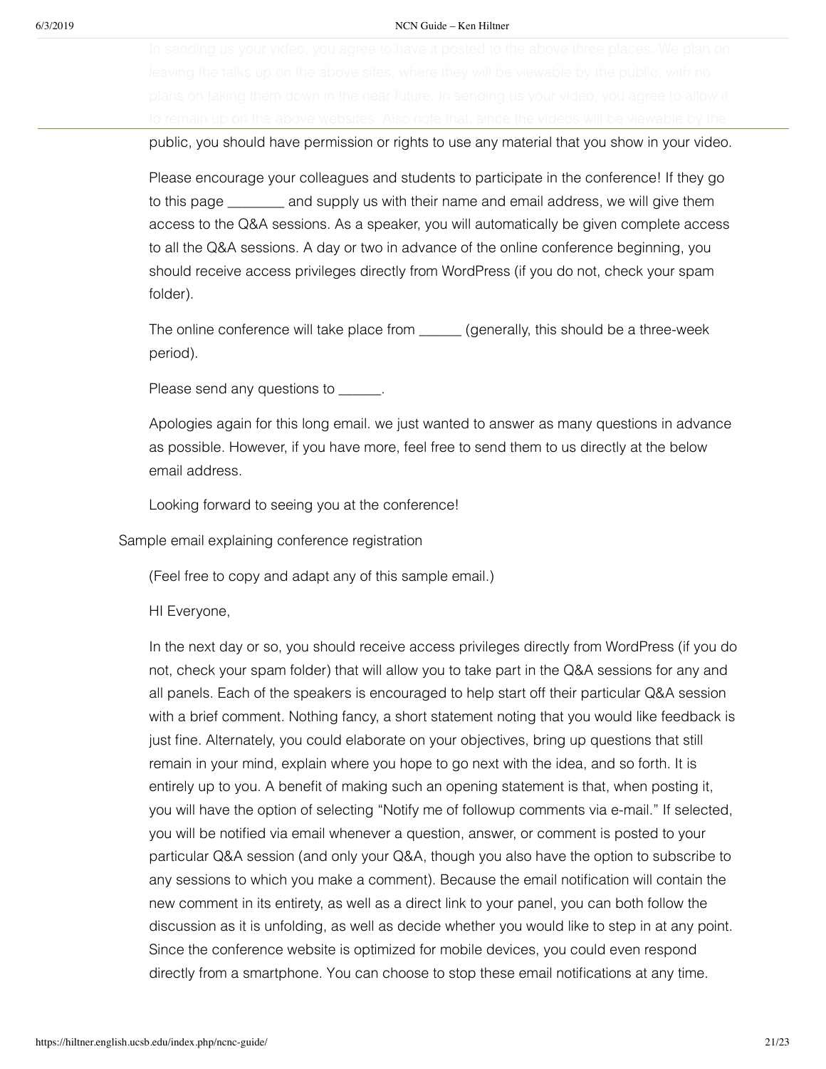In sending us your video, you agree to have it posted to the above three places. We plan on leaving the talks up on the above sites, where they will be viewable by the public, with no plans on taking them down in the near future. In sending us your video, you agree to allow it to remain up on the above websites. Also note that, since the videos will be viewable by the public, you should have permission or rights to use any material that you show in your video.

Please encourage your colleagues and students to participate in the conference! If they go to this page ________ and supply us with their name and email address, we will give them access to the Q&A sessions. As a speaker, you will automatically be given complete access to all the Q&A sessions. A day or two in advance of the online conference beginning, you should receive access privileges directly from WordPress (if you do not, check your spam folder).

The online conference will take place from ______ (generally, this should be a three-week period).

Please send any questions to ______.

Apologies again for this long email. we just wanted to answer as many questions in advance as possible. However, if you have more, feel free to send them to us directly at the below email address.

Looking forward to seeing you at the conference!

Sample email explaining conference registration

(Feel free to copy and adapt any of this sample email.)

HI Everyone,

In the next day or so, you should receive access privileges directly from WordPress (if you do not, check your spam folder) that will allow you to take part in the Q&A sessions for any and all panels. Each of the speakers is encouraged to help start off their particular Q&A session with a brief comment. Nothing fancy, a short statement noting that you would like feedback is just fine. Alternately, you could elaborate on your objectives, bring up questions that still remain in your mind, explain where you hope to go next with the idea, and so forth. It is entirely up to you. A benefit of making such an opening statement is that, when posting it, you will have the option of selecting "Notify me of followup comments via e-mail." If selected, you will be notified via email whenever a question, answer, or comment is posted to your particular Q&A session (and only your Q&A, though you also have the option to subscribe to any sessions to which you make a comment). Because the email notification will contain the new comment in its entirety, as well as a direct link to your panel, you can both follow the discussion as it is unfolding, as well as decide whether you would like to step in at any point. Since the conference website is optimized for mobile devices, you could even respond directly from a smartphone. You can choose to stop these email notifications at any time.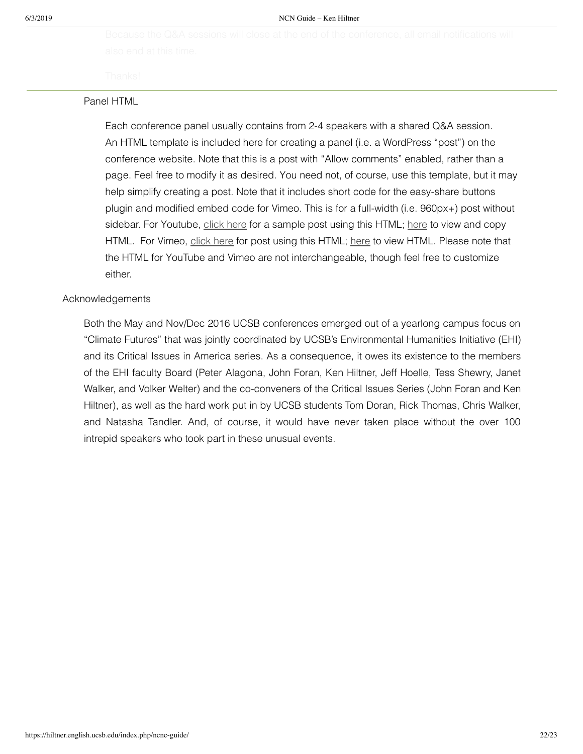Because the Q&A sessions will close at the end of the conference, all email notifications will also end at this time.

Thanks!

## Panel HTML

Each conference panel usually contains from 2-4 speakers with a shared Q&A session. An HTML template is included here for creating a panel (i.e. a WordPress "post") on the conference website. Note that this is a post with "Allow comments" enabled, rather than a page. Feel free to modify it as desired. You need not, of course, use this template, but it may help simplify creating a post. Note that it includes short code for the easy-share buttons plugin and modified embed code for Vimeo. This is for a full-width (i.e. 960px+) post without sidebar. For Youtube, click here for a sample post using this HTML; here to view and copy HTML.  For Vimeo, click here for post using this HTML; here to view HTML. Please note that the HTML for YouTube and Vimeo are not interchangeable, though feel free to customize either.

## Acknowledgements

Both the May and Nov/Dec 2016 UCSB conferences emerged out of a yearlong campus focus on "Climate Futures" that was jointly coordinated by UCSB's Environmental Humanities Initiative (EHI) and its Critical Issues in America series. As a consequence, it owes its existence to the members of the EHI faculty Board (Peter Alagona, John Foran, Ken Hiltner, Jeff Hoelle, Tess Shewry, Janet Walker, and Volker Welter) and the co-conveners of the Critical Issues Series (John Foran and Ken Hiltner), as well as the hard work put in by UCSB students Tom Doran, Rick Thomas, Chris Walker, and Natasha Tandler. And, of course, it would have never taken place without the over 100 intrepid speakers who took part in these unusual events.